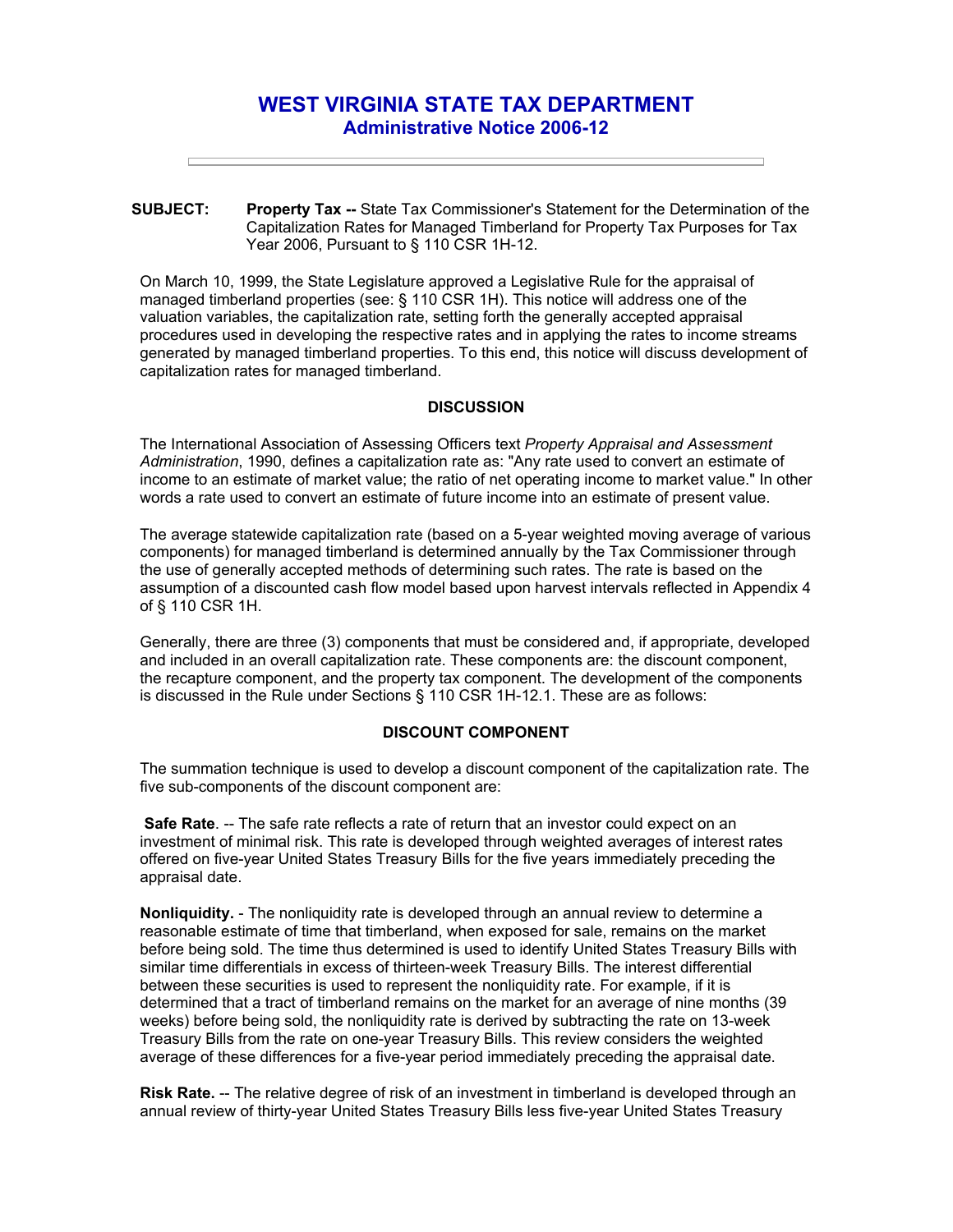# WEST VIRGINIA STATE TAX DEPARTMENT

## Administrative Notice 2006-12

**SUBJECT:** **Property Tax --** State Tax Commissioner's Statement for the Determination of the Capitalization Rates for Managed Timberland for Property Tax Purposes for Tax Year 2006, Pursuant to § 110 CSR 1H-12.

On March 10, 1999, the State Legislature approved a Legislative Rule for the appraisal of managed timberland properties (see: § 110 CSR 1H). This notice will address one of the valuation variables, the capitalization rate, setting forth the generally accepted appraisal procedures used in developing the respective rates and in applying the rates to income streams generated by managed timberland properties. To this end, this notice will discuss development of capitalization rates for managed timberland.

### DISCUSSION

The International Association of Assessing Officers text *Property Appraisal and Assessment Administration*, 1990, defines a capitalization rate as: "Any rate used to convert an estimate of income to an estimate of market value; the ratio of net operating income to market value." In other words a rate used to convert an estimate of future income into an estimate of present value.

The average statewide capitalization rate (based on a 5-year weighted moving average of various components) for managed timberland is determined annually by the Tax Commissioner through the use of generally accepted methods of determining such rates. The rate is based on the assumption of a discounted cash flow model based upon harvest intervals reflected in Appendix 4 of § 110 CSR 1H.

Generally, there are three (3) components that must be considered and, if appropriate, developed and included in an overall capitalization rate. These components are: the discount component, the recapture component, and the property tax component. The development of the components is discussed in the Rule under Sections § 110 CSR 1H-12.1. These are as follows:

### DISCOUNT COMPONENT

The summation technique is used to develop a discount component of the capitalization rate. The five sub-components of the discount component are:

**Safe Rate**. -- The safe rate reflects a rate of return that an investor could expect on an investment of minimal risk. This rate is developed through weighted averages of interest rates offered on five-year United States Treasury Bills for the five years immediately preceding the appraisal date.

**Nonliquidity.** - The nonliquidity rate is developed through an annual review to determine a reasonable estimate of time that timberland, when exposed for sale, remains on the market before being sold. The time thus determined is used to identify United States Treasury Bills with similar time differentials in excess of thirteen-week Treasury Bills. The interest differential between these securities is used to represent the nonliquidity rate. For example, if it is determined that a tract of timberland remains on the market for an average of nine months (39 weeks) before being sold, the nonliquidity rate is derived by subtracting the rate on 13-week Treasury Bills from the rate on one-year Treasury Bills. This review considers the weighted average of these differences for a five-year period immediately preceding the appraisal date.

**Risk Rate.** -- The relative degree of risk of an investment in timberland is developed through an annual review of thirty-year United States Treasury Bills less five-year United States Treasury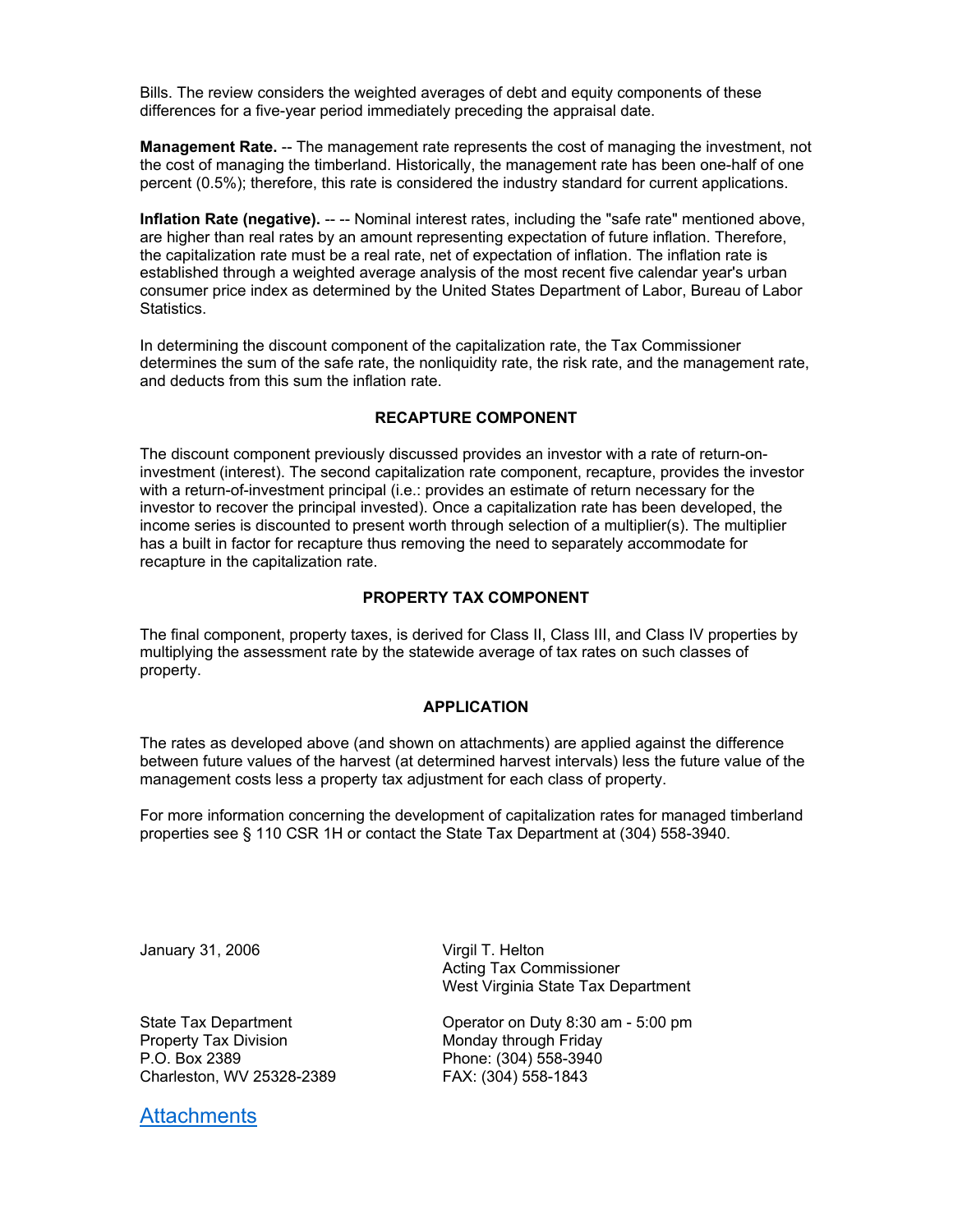Bills. The review considers the weighted averages of debt and equity components of these differences for a five-year period immediately preceding the appraisal date.

**Management Rate.** -- The management rate represents the cost of managing the investment, not the cost of managing the timberland. Historically, the management rate has been one-half of one percent (0.5%); therefore, this rate is considered the industry standard for current applications.

**Inflation Rate (negative).** -- -- Nominal interest rates, including the "safe rate" mentioned above, are higher than real rates by an amount representing expectation of future inflation. Therefore, the capitalization rate must be a real rate, net of expectation of inflation. The inflation rate is established through a weighted average analysis of the most recent five calendar year's urban consumer price index as determined by the United States Department of Labor, Bureau of Labor Statistics.

In determining the discount component of the capitalization rate, the Tax Commissioner determines the sum of the safe rate, the nonliquidity rate, the risk rate, and the management rate, and deducts from this sum the inflation rate.

## RECAPTURE COMPONENT

The discount component previously discussed provides an investor with a rate of return-on-investment (interest). The second capitalization rate component, recapture, provides the investor with a return-of-investment principal (i.e.: provides an estimate of return necessary for the investor to recover the principal invested). Once a capitalization rate has been developed, the income series is discounted to present worth through selection of a multiplier(s). The multiplier has a built in factor for recapture thus removing the need to separately accommodate for recapture in the capitalization rate.

## PROPERTY TAX COMPONENT

The final component, property taxes, is derived for Class II, Class III, and Class IV properties by multiplying the assessment rate by the statewide average of tax rates on such classes of property.

## APPLICATION

The rates as developed above (and shown on attachments) are applied against the difference between future values of the harvest (at determined harvest intervals) less the future value of the management costs less a property tax adjustment for each class of property.

For more information concerning the development of capitalization rates for managed timberland properties see § 110 CSR 1H or contact the State Tax Department at (304) 558-3940.

January 31, 2006

Virgil T. Helton
Acting Tax Commissioner
West Virginia State Tax Department

State Tax Department
Property Tax Division
P.O. Box 2389
Charleston, WV 25328-2389

Operator on Duty 8:30 am - 5:00 pm
Monday through Friday
Phone: (304) 558-3940
FAX: (304) 558-1843

Attachments